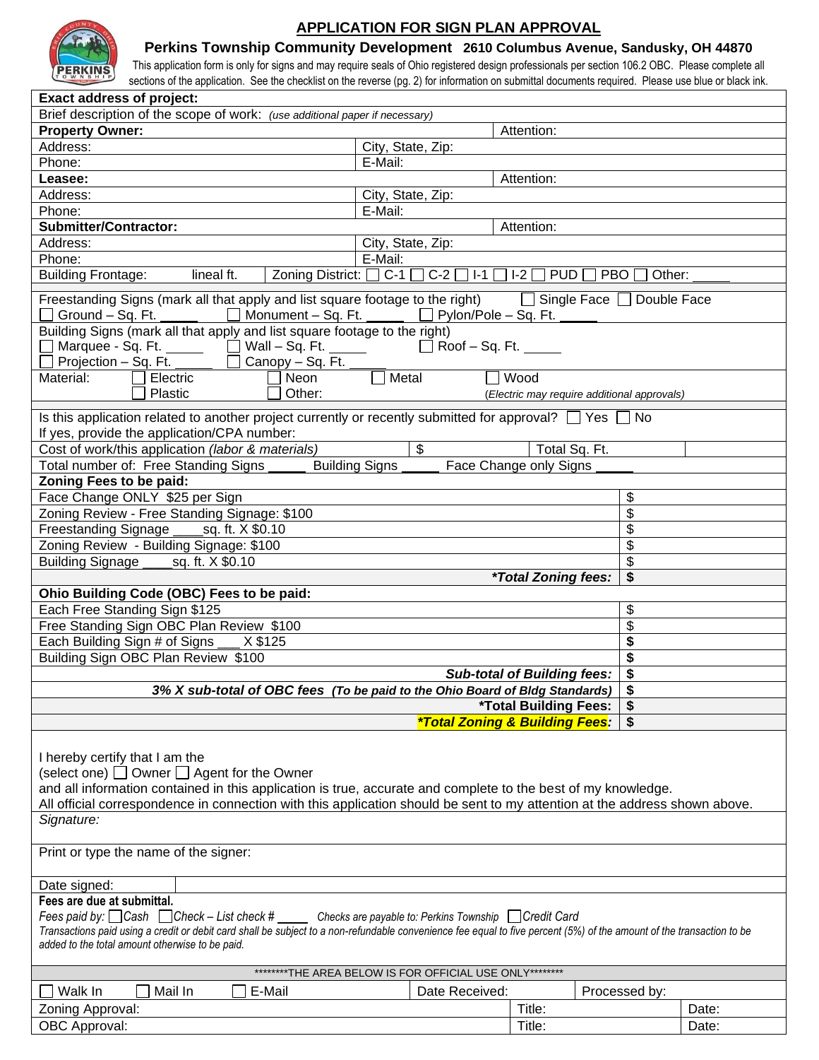# APPLICATION FOR SIGN PLAN APPROVAL

## Perkins Township Community Development 2610 Columbus Avenue, Sandusky, OH 44870

This application form is only for signs and may require seals of Ohio registered design professionals per section 106.2 OBC. Please complete all sections of the application. See the checklist on the reverse (pg. 2) for information on submittal documents required. Please use blue or black ink.

**Exact address of project:**

Brief description of the scope of work: *(use additional paper if necessary)*

| | | |
|---|---|---|
| **Property Owner:** | | Attention: |
| Address: | City, State, Zip: | |
| Phone: | E-Mail: | |
| **Leasee:** | | Attention: |
| Address: | City, State, Zip: | |
| Phone: | E-Mail: | |
| **Submitter/Contractor:** | | Attention: |
| Address: | City, State, Zip: | |
| Phone: | E-Mail: | |

Building Frontage: lineal ft. Zoning District: ☐ C-1 ☐ C-2 ☐ I-1 ☐ I-2 ☐ PUD ☐ PBO ☐ Other: _____

Freestanding Signs (mark all that apply and list square footage to the right) ☐ Single Face ☐ Double Face
☐ Ground – Sq. Ft. _____ ☐ Monument – Sq. Ft. _____ ☐ Pylon/Pole – Sq. Ft. _____

Building Signs (mark all that apply and list square footage to the right)
☐ Marquee - Sq. Ft. _____ ☐ Wall – Sq. Ft. _____ ☐ Roof – Sq. Ft. _____
☐ Projection – Sq. Ft. _____ ☐ Canopy – Sq. Ft. _____

Material: ☐ Electric ☐ Neon ☐ Metal ☐ Wood
☐ Plastic ☐ Other: *(Electric may require additional approvals)*

Is this application related to another project currently or recently submitted for approval? ☐ Yes ☐ No
If yes, provide the application/CPA number:

Cost of work/this application *(labor & materials)* $ Total Sq. Ft.

Total number of: Free Standing Signs _____ Building Signs _____ Face Change only Signs _____

| **Zoning Fees to be paid:** | |
|---|---|
| Face Change ONLY $25 per Sign | $ |
| Zoning Review - Free Standing Signage: $100 | $ |
| Freestanding Signage ____sq. ft. X $0.10 | $ |
| Zoning Review - Building Signage: $100 | $ |
| Building Signage ____sq. ft. X $0.10 | $ |
| ***Total Zoning fees:*** | **$** |
| **Ohio Building Code (OBC) Fees to be paid:** | |
| Each Free Standing Sign $125 | $ |
| Free Standing Sign OBC Plan Review $100 | $ |
| Each Building Sign # of Signs ___ X $125 | **$** |
| Building Sign OBC Plan Review $100 | **$** |
| ***Sub-total of Building fees:*** | **$** |
| ***3% X sub-total of OBC fees** (To be paid to the Ohio Board of Bldg Standards)* | **$** |
| ***Total Building Fees:** | **$** |
| ***Total Zoning & Building Fees:*** | **$** |

I hereby certify that I am the
(select one) ☐ Owner ☐ Agent for the Owner
and all information contained in this application is true, accurate and complete to the best of my knowledge.
All official correspondence in connection with this application should be sent to my attention at the address shown above.

*Signature:*

Print or type the name of the signer:

Date signed:

**Fees are due at submittal.**
*Fees paid by:* ☐ *Cash* ☐ *Check – List check # _____ Checks are payable to: Perkins Township* ☐ *Credit Card*
*Transactions paid using a credit or debit card shall be subject to a non-refundable convenience fee equal to five percent (5%) of the amount of the transaction to be added to the total amount otherwise to be paid.*

********THE AREA BELOW IS FOR OFFICIAL USE ONLY********

| | | | |
|---|---|---|---|
| ☐ Walk In ☐ Mail In ☐ E-Mail | Date Received: | Processed by: | |
| Zoning Approval: | | Title: | Date: |
| OBC Approval: | | Title: | Date: |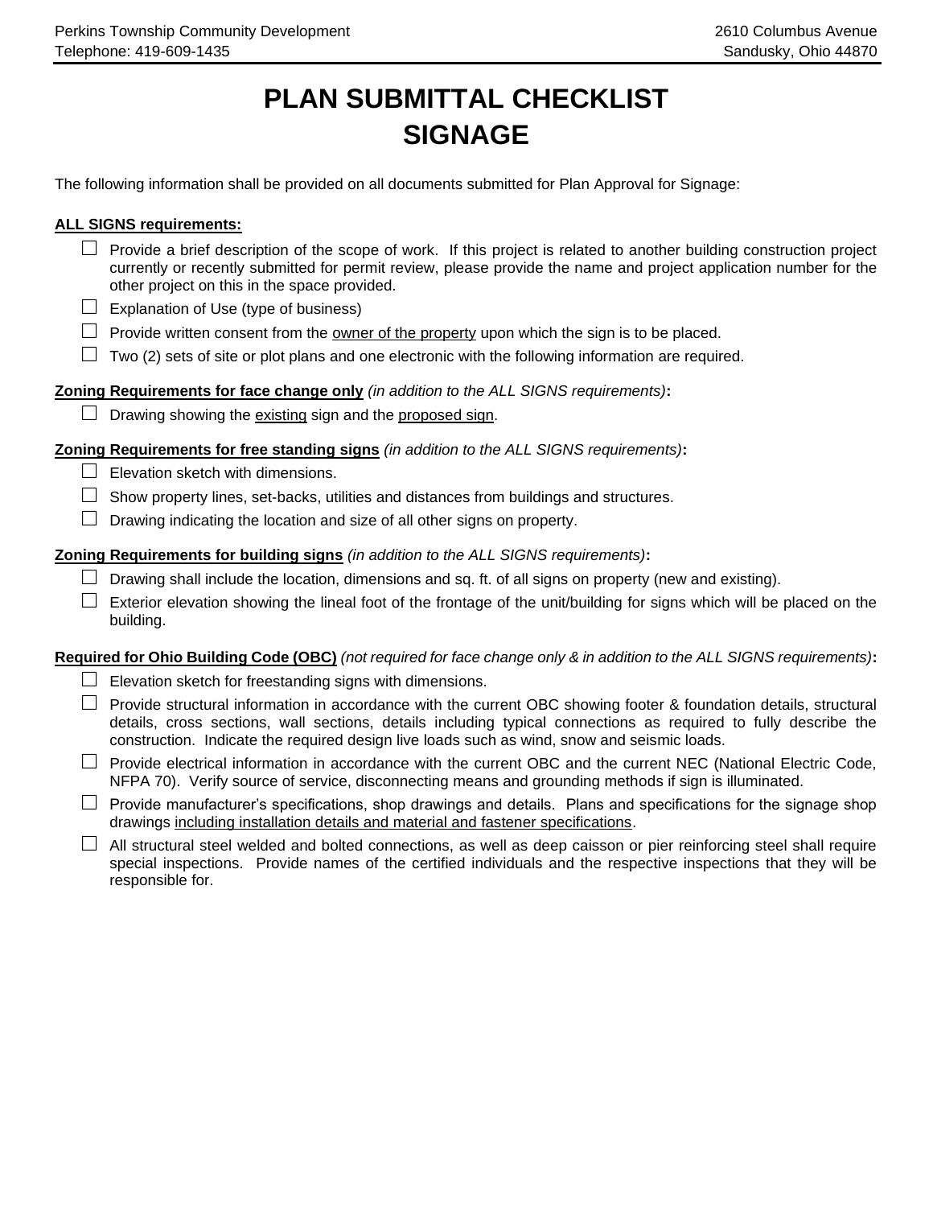# PLAN SUBMITTAL CHECKLIST
# SIGNAGE

The following information shall be provided on all documents submitted for Plan Approval for Signage:

**ALL SIGNS requirements:**

- ☐ Provide a brief description of the scope of work. If this project is related to another building construction project currently or recently submitted for permit review, please provide the name and project application number for the other project on this in the space provided.
- ☐ Explanation of Use (type of business)
- ☐ Provide written consent from the owner of the property upon which the sign is to be placed.
- ☐ Two (2) sets of site or plot plans and one electronic with the following information are required.

**Zoning Requirements for face change only** *(in addition to the ALL SIGNS requirements)***:**

- ☐ Drawing showing the existing sign and the proposed sign.

**Zoning Requirements for free standing signs** *(in addition to the ALL SIGNS requirements)***:**

- ☐ Elevation sketch with dimensions.
- ☐ Show property lines, set-backs, utilities and distances from buildings and structures.
- ☐ Drawing indicating the location and size of all other signs on property.

**Zoning Requirements for building signs** *(in addition to the ALL SIGNS requirements)***:**

- ☐ Drawing shall include the location, dimensions and sq. ft. of all signs on property (new and existing).
- ☐ Exterior elevation showing the lineal foot of the frontage of the unit/building for signs which will be placed on the building.

**Required for Ohio Building Code (OBC)** *(not required for face change only & in addition to the ALL SIGNS requirements)***:**

- ☐ Elevation sketch for freestanding signs with dimensions.
- ☐ Provide structural information in accordance with the current OBC showing footer & foundation details, structural details, cross sections, wall sections, details including typical connections as required to fully describe the construction. Indicate the required design live loads such as wind, snow and seismic loads.
- ☐ Provide electrical information in accordance with the current OBC and the current NEC (National Electric Code, NFPA 70). Verify source of service, disconnecting means and grounding methods if sign is illuminated.
- ☐ Provide manufacturer's specifications, shop drawings and details. Plans and specifications for the signage shop drawings including installation details and material and fastener specifications.
- ☐ All structural steel welded and bolted connections, as well as deep caisson or pier reinforcing steel shall require special inspections. Provide names of the certified individuals and the respective inspections that they will be responsible for.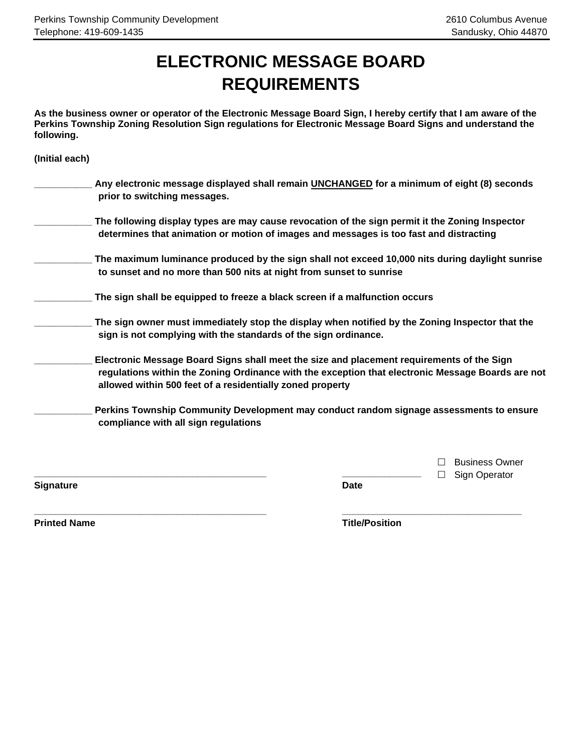Perkins Township Community Development
Telephone: 419-609-1435

2610 Columbus Avenue
Sandusky, Ohio 44870

# ELECTRONIC MESSAGE BOARD REQUIREMENTS

**As the business owner or operator of the Electronic Message Board Sign, I hereby certify that I am aware of the Perkins Township Zoning Resolution Sign regulations for Electronic Message Board Signs and understand the following.**

**(Initial each)**

___________ **Any electronic message displayed shall remain <u>UNCHANGED</u> for a minimum of eight (8) seconds prior to switching messages.**

___________ **The following display types are may cause revocation of the sign permit it the Zoning Inspector determines that animation or motion of images and messages is too fast and distracting**

___________ **The maximum luminance produced by the sign shall not exceed 10,000 nits during daylight sunrise to sunset and no more than 500 nits at night from sunset to sunrise**

___________ **The sign shall be equipped to freeze a black screen if a malfunction occurs**

___________ **The sign owner must immediately stop the display when notified by the Zoning Inspector that the sign is not complying with the standards of the sign ordinance.**

___________ **Electronic Message Board Signs shall meet the size and placement requirements of the Sign regulations within the Zoning Ordinance with the exception that electronic Message Boards are not allowed within 500 feet of a residentially zoned property**

___________ **Perkins Township Community Development may conduct random signage assessments to ensure compliance with all sign regulations**

_____________________________________________ **Signature**

_______________ **Date**

☐ Business Owner
☐ Sign Operator

_____________________________________________ **Printed Name**

___________________________________ **Title/Position**